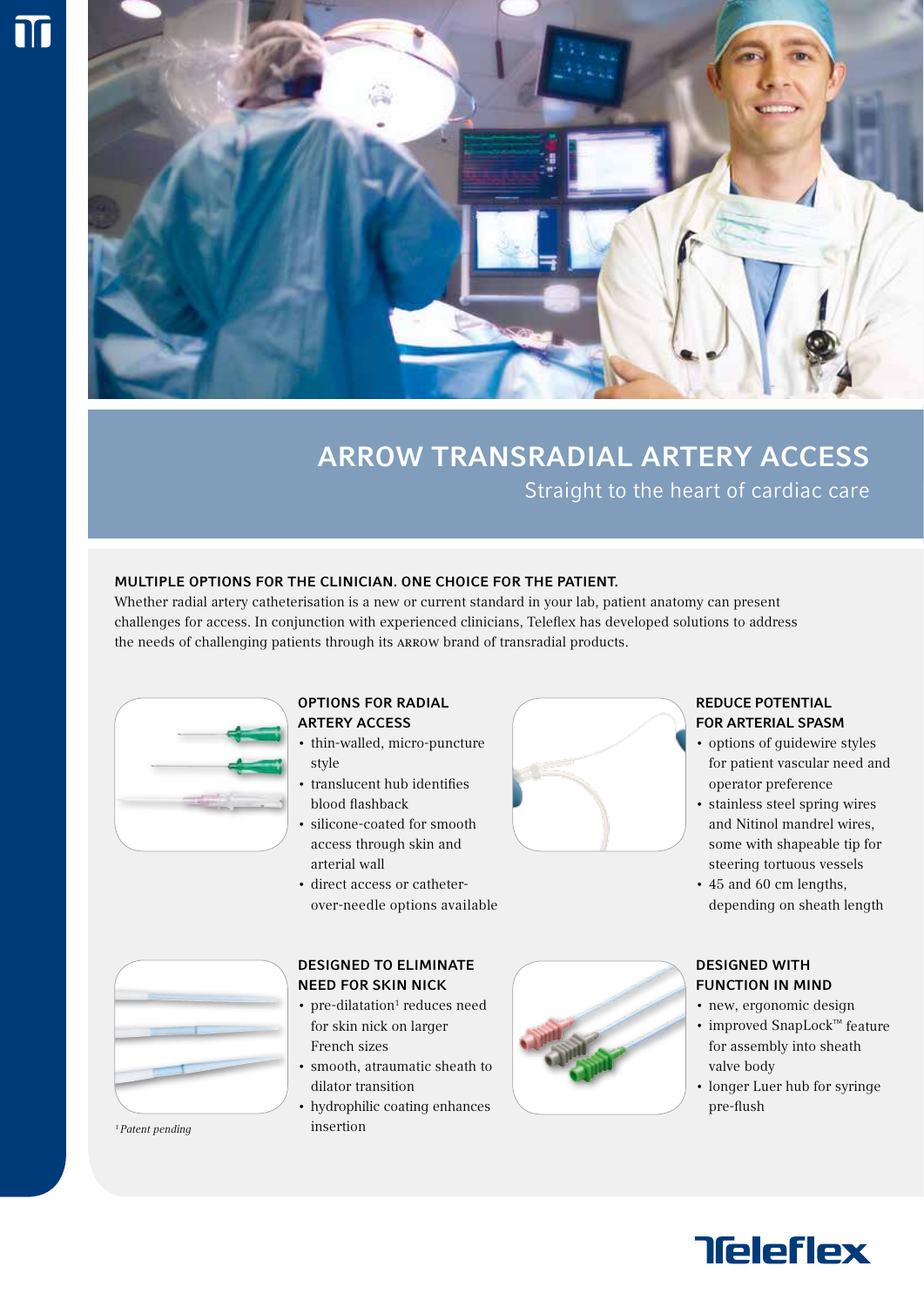# ARROW TRANSRADIAL ARTERY ACCESS

## Straight to the heart of cardiac care

### MULTIPLE OPTIONS FOR THE CLINICIAN. ONE CHOICE FOR THE PATIENT.

Whether radial artery catheterisation is a new or current standard in your lab, patient anatomy can present challenges for access. In conjunction with experienced clinicians, Teleflex has developed solutions to address the needs of challenging patients through its ARROW brand of transradial products.

### OPTIONS FOR RADIAL ARTERY ACCESS

- thin-walled, micro-puncture style
- translucent hub identifies blood flashback
- silicone-coated for smooth access through skin and arterial wall
- direct access or catheter-over-needle options available

### REDUCE POTENTIAL FOR ARTERIAL SPASM

- options of guidewire styles for patient vascular need and operator preference
- stainless steel spring wires and Nitinol mandrel wires, some with shapeable tip for steering tortuous vessels
- 45 and 60 cm lengths, depending on sheath length

### DESIGNED TO ELIMINATE NEED FOR SKIN NICK

- pre-dilatation[1] reduces need for skin nick on larger French sizes
- smooth, atraumatic sheath to dilator transition
- hydrophilic coating enhances insertion

### DESIGNED WITH FUNCTION IN MIND

- new, ergonomic design
- improved SnapLock™ feature for assembly into sheath valve body
- longer Luer hub for syringe pre-flush

*[1] Patent pending*

Teleflex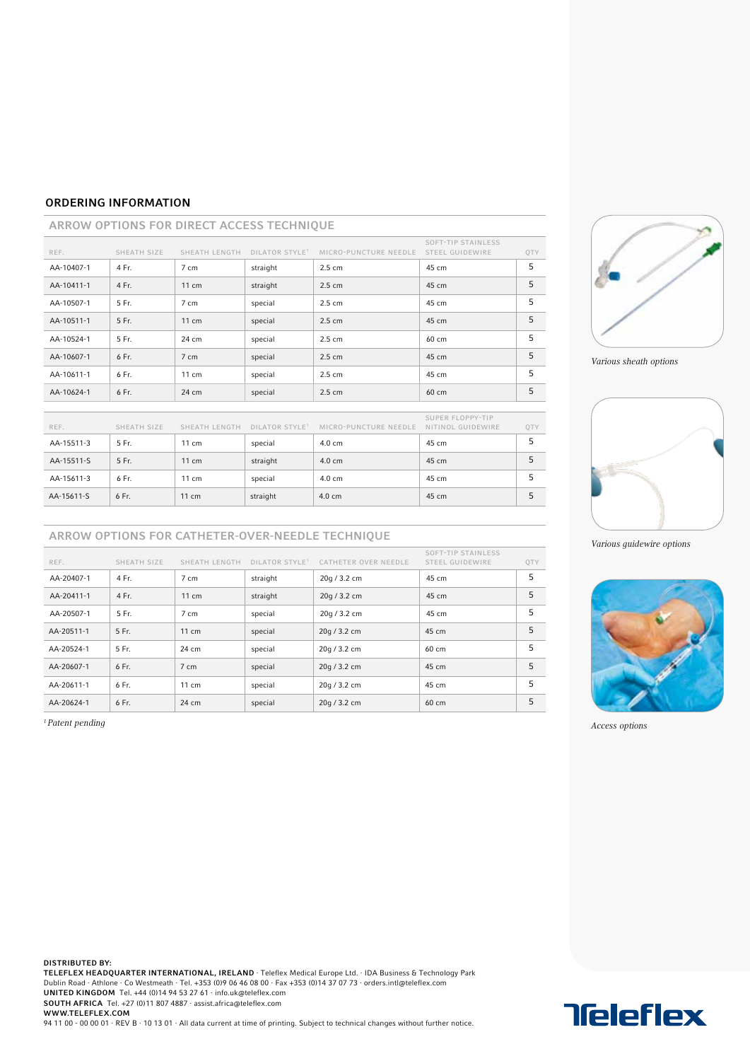## ORDERING INFORMATION

### ARROW OPTIONS FOR DIRECT ACCESS TECHNIQUE

| REF. | SHEATH SIZE | SHEATH LENGTH | DILATOR STYLE[1] | MICRO-PUNCTURE NEEDLE | SOFT-TIP STAINLESS STEEL GUIDEWIRE | QTY |
|---|---|---|---|---|---|---|
| AA-10407-1 | 4 Fr. | 7 cm | straight | 2.5 cm | 45 cm | 5 |
| AA-10411-1 | 4 Fr. | 11 cm | straight | 2.5 cm | 45 cm | 5 |
| AA-10507-1 | 5 Fr. | 7 cm | special | 2.5 cm | 45 cm | 5 |
| AA-10511-1 | 5 Fr. | 11 cm | special | 2.5 cm | 45 cm | 5 |
| AA-10524-1 | 5 Fr. | 24 cm | special | 2.5 cm | 60 cm | 5 |
| AA-10607-1 | 6 Fr. | 7 cm | special | 2.5 cm | 45 cm | 5 |
| AA-10611-1 | 6 Fr. | 11 cm | special | 2.5 cm | 45 cm | 5 |
| AA-10624-1 | 6 Fr. | 24 cm | special | 2.5 cm | 60 cm | 5 |

| REF. | SHEATH SIZE | SHEATH LENGTH | DILATOR STYLE[1] | MICRO-PUNCTURE NEEDLE | SUPER FLOPPY-TIP NITINOL GUIDEWIRE | QTY |
|---|---|---|---|---|---|---|
| AA-15511-3 | 5 Fr. | 11 cm | special | 4.0 cm | 45 cm | 5 |
| AA-15511-S | 5 Fr. | 11 cm | straight | 4.0 cm | 45 cm | 5 |
| AA-15611-3 | 6 Fr. | 11 cm | special | 4.0 cm | 45 cm | 5 |
| AA-15611-S | 6 Fr. | 11 cm | straight | 4.0 cm | 45 cm | 5 |

### ARROW OPTIONS FOR CATHETER-OVER-NEEDLE TECHNIQUE

| REF. | SHEATH SIZE | SHEATH LENGTH | DILATOR STYLE[1] | CATHETER OVER NEEDLE | SOFT-TIP STAINLESS STEEL GUIDEWIRE | QTY |
|---|---|---|---|---|---|---|
| AA-20407-1 | 4 Fr. | 7 cm | straight | 20g / 3.2 cm | 45 cm | 5 |
| AA-20411-1 | 4 Fr. | 11 cm | straight | 20g / 3.2 cm | 45 cm | 5 |
| AA-20507-1 | 5 Fr. | 7 cm | special | 20g / 3.2 cm | 45 cm | 5 |
| AA-20511-1 | 5 Fr. | 11 cm | special | 20g / 3.2 cm | 45 cm | 5 |
| AA-20524-1 | 5 Fr. | 24 cm | special | 20g / 3.2 cm | 60 cm | 5 |
| AA-20607-1 | 6 Fr. | 7 cm | special | 20g / 3.2 cm | 45 cm | 5 |
| AA-20611-1 | 6 Fr. | 11 cm | special | 20g / 3.2 cm | 45 cm | 5 |
| AA-20624-1 | 6 Fr. | 24 cm | special | 20g / 3.2 cm | 60 cm | 5 |

[1] *Patent pending*

*Various sheath options*

*Various guidewire options*

*Access options*

**DISTRIBUTED BY:**
**TELEFLEX HEADQUARTER INTERNATIONAL, IRELAND** · Teleflex Medical Europe Ltd. · IDA Business & Technology Park Dublin Road · Athlone · Co Westmeath · Tel. +353 (0)9 06 46 08 00 · Fax +353 (0)14 37 07 73 · orders.intl@teleflex.com
**UNITED KINGDOM** Tel. +44 (0)14 94 53 27 61 · info.uk@teleflex.com
**SOUTH AFRICA** Tel. +27 (0)11 807 4887 · assist.africa@teleflex.com
**WWW.TELEFLEX.COM**
94 11 00 - 00 00 01 · REV B · 10 13 01 · All data current at time of printing. Subject to technical changes without further notice.

Teleflex